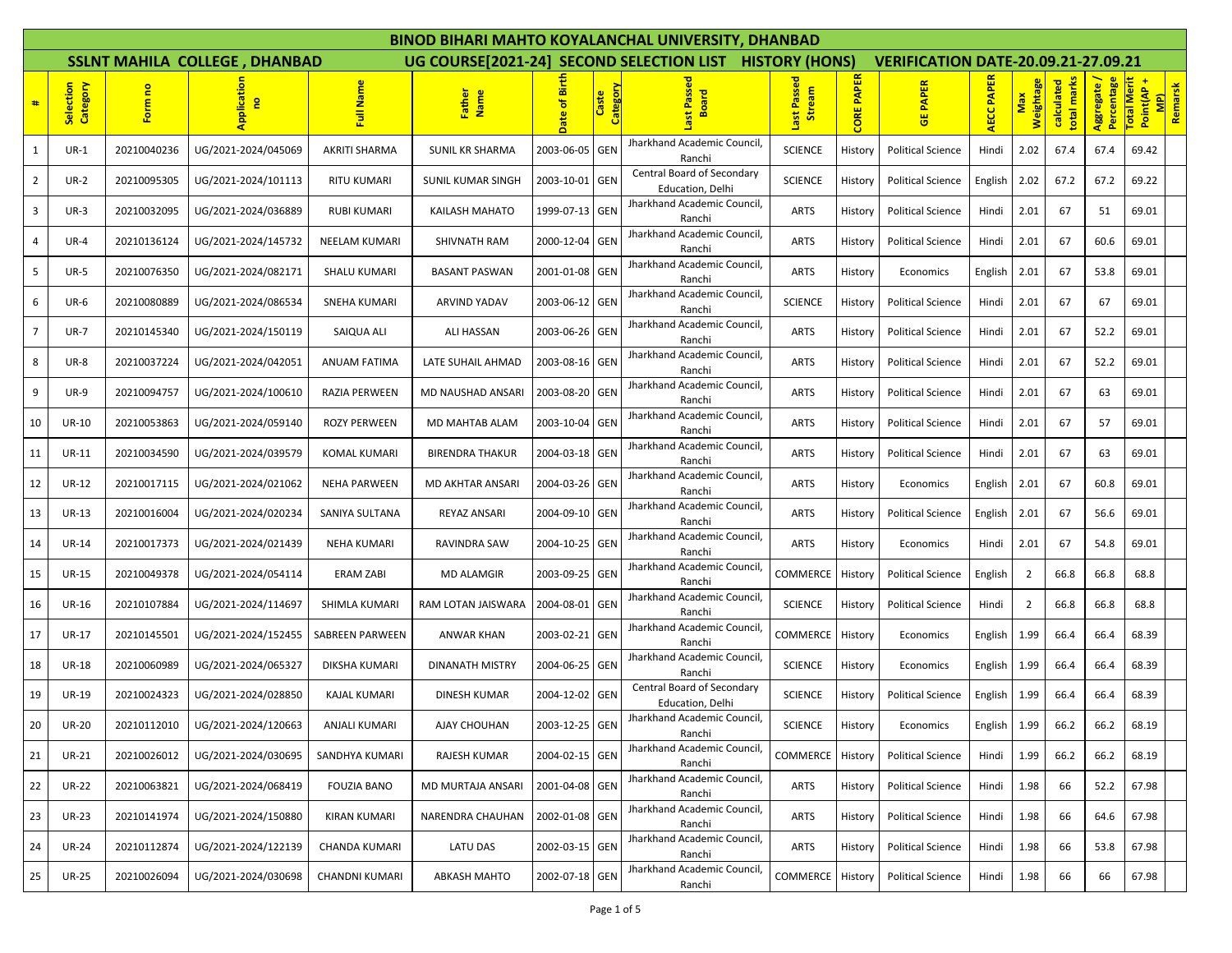# BINOD BIHARI MAHTO KOYALANCHAL UNIVERSITY, DHANBAD

## SSLNT MAHILA COLLEGE , DHANBAD — UG COURSE[2021-24] SECOND SELECTION LIST HISTORY (HONS) — VERIFICATION DATE-20.09.21-27.09.21

| # | Selection Category | Form no | Application no | Full Name | Father Name | Date of Birth | Caste Category | Last Passed Board | Last Passed Stream | CORE PAPER | GE PAPER | AECC PAPER | Max Weightage | calculated total marks | Aggregate / Percentage | Total Merit Point(AP + MP) | Remarsk |
|---|---|---|---|---|---|---|---|---|---|---|---|---|---|---|---|---|---|
| 1 | UR-1 | 20210040236 | UG/2021-2024/045069 | AKRITI SHARMA | SUNIL KR SHARMA | 2003-06-05 | GEN | Jharkhand Academic Council, Ranchi | SCIENCE | History | Political Science | Hindi | 2.02 | 67.4 | 67.4 | 69.42 | |
| 2 | UR-2 | 20210095305 | UG/2021-2024/101113 | RITU KUMARI | SUNIL KUMAR SINGH | 2003-10-01 | GEN | Central Board of Secondary Education, Delhi | SCIENCE | History | Political Science | English | 2.02 | 67.2 | 67.2 | 69.22 | |
| 3 | UR-3 | 20210032095 | UG/2021-2024/036889 | RUBI KUMARI | KAILASH MAHATO | 1999-07-13 | GEN | Jharkhand Academic Council, Ranchi | ARTS | History | Political Science | Hindi | 2.01 | 67 | 51 | 69.01 | |
| 4 | UR-4 | 20210136124 | UG/2021-2024/145732 | NEELAM KUMARI | SHIVNATH RAM | 2000-12-04 | GEN | Jharkhand Academic Council, Ranchi | ARTS | History | Political Science | Hindi | 2.01 | 67 | 60.6 | 69.01 | |
| 5 | UR-5 | 20210076350 | UG/2021-2024/082171 | SHALU KUMARI | BASANT PASWAN | 2001-01-08 | GEN | Jharkhand Academic Council, Ranchi | ARTS | History | Economics | English | 2.01 | 67 | 53.8 | 69.01 | |
| 6 | UR-6 | 20210080889 | UG/2021-2024/086534 | SNEHA KUMARI | ARVIND YADAV | 2003-06-12 | GEN | Jharkhand Academic Council, Ranchi | SCIENCE | History | Political Science | Hindi | 2.01 | 67 | 67 | 69.01 | |
| 7 | UR-7 | 20210145340 | UG/2021-2024/150119 | SAIQUA ALI | ALI HASSAN | 2003-06-26 | GEN | Jharkhand Academic Council, Ranchi | ARTS | History | Political Science | Hindi | 2.01 | 67 | 52.2 | 69.01 | |
| 8 | UR-8 | 20210037224 | UG/2021-2024/042051 | ANUAM FATIMA | LATE SUHAIL AHMAD | 2003-08-16 | GEN | Jharkhand Academic Council, Ranchi | ARTS | History | Political Science | Hindi | 2.01 | 67 | 52.2 | 69.01 | |
| 9 | UR-9 | 20210094757 | UG/2021-2024/100610 | RAZIA PERWEEN | MD NAUSHAD ANSARI | 2003-08-20 | GEN | Jharkhand Academic Council, Ranchi | ARTS | History | Political Science | Hindi | 2.01 | 67 | 63 | 69.01 | |
| 10 | UR-10 | 20210053863 | UG/2021-2024/059140 | ROZY PERWEEN | MD MAHTAB ALAM | 2003-10-04 | GEN | Jharkhand Academic Council, Ranchi | ARTS | History | Political Science | Hindi | 2.01 | 67 | 57 | 69.01 | |
| 11 | UR-11 | 20210034590 | UG/2021-2024/039579 | KOMAL KUMARI | BIRENDRA THAKUR | 2004-03-18 | GEN | Jharkhand Academic Council, Ranchi | ARTS | History | Political Science | Hindi | 2.01 | 67 | 63 | 69.01 | |
| 12 | UR-12 | 20210017115 | UG/2021-2024/021062 | NEHA PARWEEN | MD AKHTAR ANSARI | 2004-03-26 | GEN | Jharkhand Academic Council, Ranchi | ARTS | History | Economics | English | 2.01 | 67 | 60.8 | 69.01 | |
| 13 | UR-13 | 20210016004 | UG/2021-2024/020234 | SANIYA SULTANA | REYAZ ANSARI | 2004-09-10 | GEN | Jharkhand Academic Council, Ranchi | ARTS | History | Political Science | English | 2.01 | 67 | 56.6 | 69.01 | |
| 14 | UR-14 | 20210017373 | UG/2021-2024/021439 | NEHA KUMARI | RAVINDRA SAW | 2004-10-25 | GEN | Jharkhand Academic Council, Ranchi | ARTS | History | Economics | Hindi | 2.01 | 67 | 54.8 | 69.01 | |
| 15 | UR-15 | 20210049378 | UG/2021-2024/054114 | ERAM ZABI | MD ALAMGIR | 2003-09-25 | GEN | Jharkhand Academic Council, Ranchi | COMMERCE | History | Political Science | English | 2 | 66.8 | 66.8 | 68.8 | |
| 16 | UR-16 | 20210107884 | UG/2021-2024/114697 | SHIMLA KUMARI | RAM LOTAN JAISWARA | 2004-08-01 | GEN | Jharkhand Academic Council, Ranchi | SCIENCE | History | Political Science | Hindi | 2 | 66.8 | 66.8 | 68.8 | |
| 17 | UR-17 | 20210145501 | UG/2021-2024/152455 | SABREEN PARWEEN | ANWAR KHAN | 2003-02-21 | GEN | Jharkhand Academic Council, Ranchi | COMMERCE | History | Economics | English | 1.99 | 66.4 | 66.4 | 68.39 | |
| 18 | UR-18 | 20210060989 | UG/2021-2024/065327 | DIKSHA KUMARI | DINANATH MISTRY | 2004-06-25 | GEN | Jharkhand Academic Council, Ranchi | SCIENCE | History | Economics | English | 1.99 | 66.4 | 66.4 | 68.39 | |
| 19 | UR-19 | 20210024323 | UG/2021-2024/028850 | KAJAL KUMARI | DINESH KUMAR | 2004-12-02 | GEN | Central Board of Secondary Education, Delhi | SCIENCE | History | Political Science | English | 1.99 | 66.4 | 66.4 | 68.39 | |
| 20 | UR-20 | 20210112010 | UG/2021-2024/120663 | ANJALI KUMARI | AJAY CHOUHAN | 2003-12-25 | GEN | Jharkhand Academic Council, Ranchi | SCIENCE | History | Economics | English | 1.99 | 66.2 | 66.2 | 68.19 | |
| 21 | UR-21 | 20210026012 | UG/2021-2024/030695 | SANDHYA KUMARI | RAJESH KUMAR | 2004-02-15 | GEN | Jharkhand Academic Council, Ranchi | COMMERCE | History | Political Science | Hindi | 1.99 | 66.2 | 66.2 | 68.19 | |
| 22 | UR-22 | 20210063821 | UG/2021-2024/068419 | FOUZIA BANO | MD MURTAJA ANSARI | 2001-04-08 | GEN | Jharkhand Academic Council, Ranchi | ARTS | History | Political Science | Hindi | 1.98 | 66 | 52.2 | 67.98 | |
| 23 | UR-23 | 20210141974 | UG/2021-2024/150880 | KIRAN KUMARI | NARENDRA CHAUHAN | 2002-01-08 | GEN | Jharkhand Academic Council, Ranchi | ARTS | History | Political Science | Hindi | 1.98 | 66 | 64.6 | 67.98 | |
| 24 | UR-24 | 20210112874 | UG/2021-2024/122139 | CHANDA KUMARI | LATU DAS | 2002-03-15 | GEN | Jharkhand Academic Council, Ranchi | ARTS | History | Political Science | Hindi | 1.98 | 66 | 53.8 | 67.98 | |
| 25 | UR-25 | 20210026094 | UG/2021-2024/030698 | CHANDNI KUMARI | ABKASH MAHTO | 2002-07-18 | GEN | Jharkhand Academic Council, Ranchi | COMMERCE | History | Political Science | Hindi | 1.98 | 66 | 66 | 67.98 | |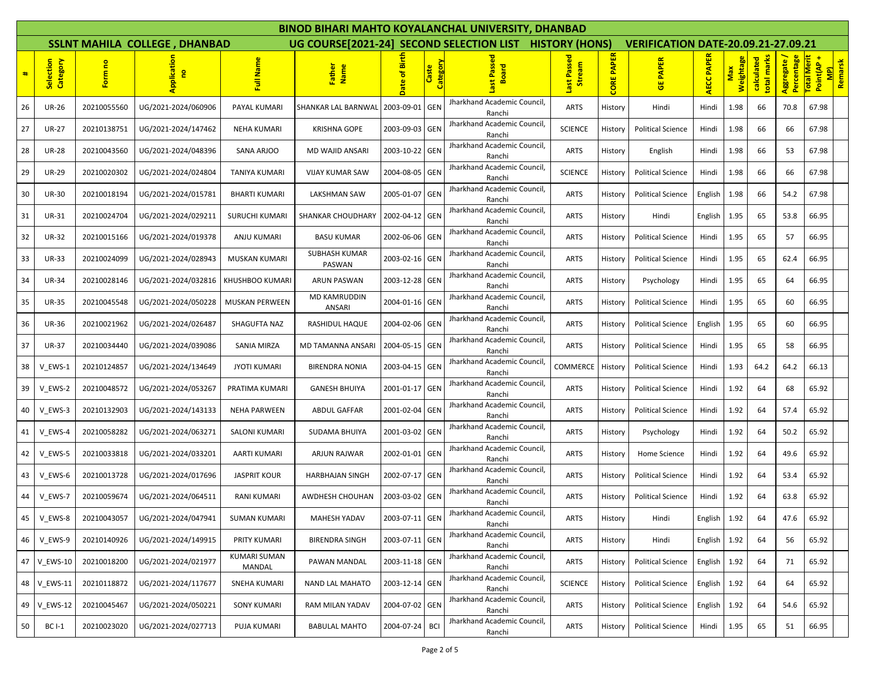# BINOD BIHARI MAHTO KOYALANCHAL UNIVERSITY, DHANBAD

## SSLNT MAHILA COLLEGE , DHANBAD    UG COURSE[2021-24] SECOND SELECTION LIST HISTORY (HONS) VERIFICATION DATE-20.09.21-27.09.21

| # | Selection Category | Form no | Application no | Full Name | Father Name | Date of Birth | Caste Category | Last Passed Board | Last Passed Stream | CORE PAPER | GE PAPER | AECC PAPER | Max Weightage | calculated total marks | Aggregate / Percentage | Total Merit Point(AP + MP) | Remarsk |
|---|---|---|---|---|---|---|---|---|---|---|---|---|---|---|---|---|---|
| 26 | UR-26 | 20210055560 | UG/2021-2024/060906 | PAYAL KUMARI | SHANKAR LAL BARNWAL | 2003-09-01 | GEN | Jharkhand Academic Council, Ranchi | ARTS | History | Hindi | Hindi | 1.98 | 66 | 70.8 | 67.98 | |
| 27 | UR-27 | 20210138751 | UG/2021-2024/147462 | NEHA KUMARI | KRISHNA GOPE | 2003-09-03 | GEN | Jharkhand Academic Council, Ranchi | SCIENCE | History | Political Science | Hindi | 1.98 | 66 | 66 | 67.98 | |
| 28 | UR-28 | 20210043560 | UG/2021-2024/048396 | SANA ARJOO | MD WAJID ANSARI | 2003-10-22 | GEN | Jharkhand Academic Council, Ranchi | ARTS | History | English | Hindi | 1.98 | 66 | 53 | 67.98 | |
| 29 | UR-29 | 20210020302 | UG/2021-2024/024804 | TANIYA KUMARI | VIJAY KUMAR SAW | 2004-08-05 | GEN | Jharkhand Academic Council, Ranchi | SCIENCE | History | Political Science | Hindi | 1.98 | 66 | 66 | 67.98 | |
| 30 | UR-30 | 20210018194 | UG/2021-2024/015781 | BHARTI KUMARI | LAKSHMAN SAW | 2005-01-07 | GEN | Jharkhand Academic Council, Ranchi | ARTS | History | Political Science | English | 1.98 | 66 | 54.2 | 67.98 | |
| 31 | UR-31 | 20210024704 | UG/2021-2024/029211 | SURUCHI KUMARI | SHANKAR CHOUDHARY | 2002-04-12 | GEN | Jharkhand Academic Council, Ranchi | ARTS | History | Hindi | English | 1.95 | 65 | 53.8 | 66.95 | |
| 32 | UR-32 | 20210015166 | UG/2021-2024/019378 | ANJU KUMARI | BASU KUMAR | 2002-06-06 | GEN | Jharkhand Academic Council, Ranchi | ARTS | History | Political Science | Hindi | 1.95 | 65 | 57 | 66.95 | |
| 33 | UR-33 | 20210024099 | UG/2021-2024/028943 | MUSKAN KUMARI | SUBHASH KUMAR PASWAN | 2003-02-16 | GEN | Jharkhand Academic Council, Ranchi | ARTS | History | Political Science | Hindi | 1.95 | 65 | 62.4 | 66.95 | |
| 34 | UR-34 | 20210028146 | UG/2021-2024/032816 | KHUSHBOO KUMARI | ARUN PASWAN | 2003-12-28 | GEN | Jharkhand Academic Council, Ranchi | ARTS | History | Psychology | Hindi | 1.95 | 65 | 64 | 66.95 | |
| 35 | UR-35 | 20210045548 | UG/2021-2024/050228 | MUSKAN PERWEEN | MD KAMRUDDIN ANSARI | 2004-01-16 | GEN | Jharkhand Academic Council, Ranchi | ARTS | History | Political Science | Hindi | 1.95 | 65 | 60 | 66.95 | |
| 36 | UR-36 | 20210021962 | UG/2021-2024/026487 | SHAGUFTA NAZ | RASHIDUL HAQUE | 2004-02-06 | GEN | Jharkhand Academic Council, Ranchi | ARTS | History | Political Science | English | 1.95 | 65 | 60 | 66.95 | |
| 37 | UR-37 | 20210034440 | UG/2021-2024/039086 | SANIA MIRZA | MD TAMANNA ANSARI | 2004-05-15 | GEN | Jharkhand Academic Council, Ranchi | ARTS | History | Political Science | Hindi | 1.95 | 65 | 58 | 66.95 | |
| 38 | V_EWS-1 | 20210124857 | UG/2021-2024/134649 | JYOTI KUMARI | BIRENDRA NONIA | 2003-04-15 | GEN | Jharkhand Academic Council, Ranchi | COMMERCE | History | Political Science | Hindi | 1.93 | 64.2 | 64.2 | 66.13 | |
| 39 | V_EWS-2 | 20210048572 | UG/2021-2024/053267 | PRATIMA KUMARI | GANESH BHUIYA | 2001-01-17 | GEN | Jharkhand Academic Council, Ranchi | ARTS | History | Political Science | Hindi | 1.92 | 64 | 68 | 65.92 | |
| 40 | V_EWS-3 | 20210132903 | UG/2021-2024/143133 | NEHA PARWEEN | ABDUL GAFFAR | 2001-02-04 | GEN | Jharkhand Academic Council, Ranchi | ARTS | History | Political Science | Hindi | 1.92 | 64 | 57.4 | 65.92 | |
| 41 | V_EWS-4 | 20210058282 | UG/2021-2024/063271 | SALONI KUMARI | SUDAMA BHUIYA | 2001-03-02 | GEN | Jharkhand Academic Council, Ranchi | ARTS | History | Psychology | Hindi | 1.92 | 64 | 50.2 | 65.92 | |
| 42 | V_EWS-5 | 20210033818 | UG/2021-2024/033201 | AARTI KUMARI | ARJUN RAJWAR | 2002-01-01 | GEN | Jharkhand Academic Council, Ranchi | ARTS | History | Home Science | Hindi | 1.92 | 64 | 49.6 | 65.92 | |
| 43 | V_EWS-6 | 20210013728 | UG/2021-2024/017696 | JASPRIT KOUR | HARBHAJAN SINGH | 2002-07-17 | GEN | Jharkhand Academic Council, Ranchi | ARTS | History | Political Science | Hindi | 1.92 | 64 | 53.4 | 65.92 | |
| 44 | V_EWS-7 | 20210059674 | UG/2021-2024/064511 | RANI KUMARI | AWDHESH CHOUHAN | 2003-03-02 | GEN | Jharkhand Academic Council, Ranchi | ARTS | History | Political Science | Hindi | 1.92 | 64 | 63.8 | 65.92 | |
| 45 | V_EWS-8 | 20210043057 | UG/2021-2024/047941 | SUMAN KUMARI | MAHESH YADAV | 2003-07-11 | GEN | Jharkhand Academic Council, Ranchi | ARTS | History | Hindi | English | 1.92 | 64 | 47.6 | 65.92 | |
| 46 | V_EWS-9 | 20210140926 | UG/2021-2024/149915 | PRITY KUMARI | BIRENDRA SINGH | 2003-07-11 | GEN | Jharkhand Academic Council, Ranchi | ARTS | History | Hindi | English | 1.92 | 64 | 56 | 65.92 | |
| 47 | V_EWS-10 | 20210018200 | UG/2021-2024/021977 | KUMARI SUMAN MANDAL | PAWAN MANDAL | 2003-11-18 | GEN | Jharkhand Academic Council, Ranchi | ARTS | History | Political Science | English | 1.92 | 64 | 71 | 65.92 | |
| 48 | V_EWS-11 | 20210118872 | UG/2021-2024/117677 | SNEHA KUMARI | NAND LAL MAHATO | 2003-12-14 | GEN | Jharkhand Academic Council, Ranchi | SCIENCE | History | Political Science | English | 1.92 | 64 | 64 | 65.92 | |
| 49 | V_EWS-12 | 20210045467 | UG/2021-2024/050221 | SONY KUMARI | RAM MILAN YADAV | 2004-07-02 | GEN | Jharkhand Academic Council, Ranchi | ARTS | History | Political Science | English | 1.92 | 64 | 54.6 | 65.92 | |
| 50 | BC I-1 | 20210023020 | UG/2021-2024/027713 | PUJA KUMARI | BABULAL MAHTO | 2004-07-24 | BCI | Jharkhand Academic Council, Ranchi | ARTS | History | Political Science | Hindi | 1.95 | 65 | 51 | 66.95 | |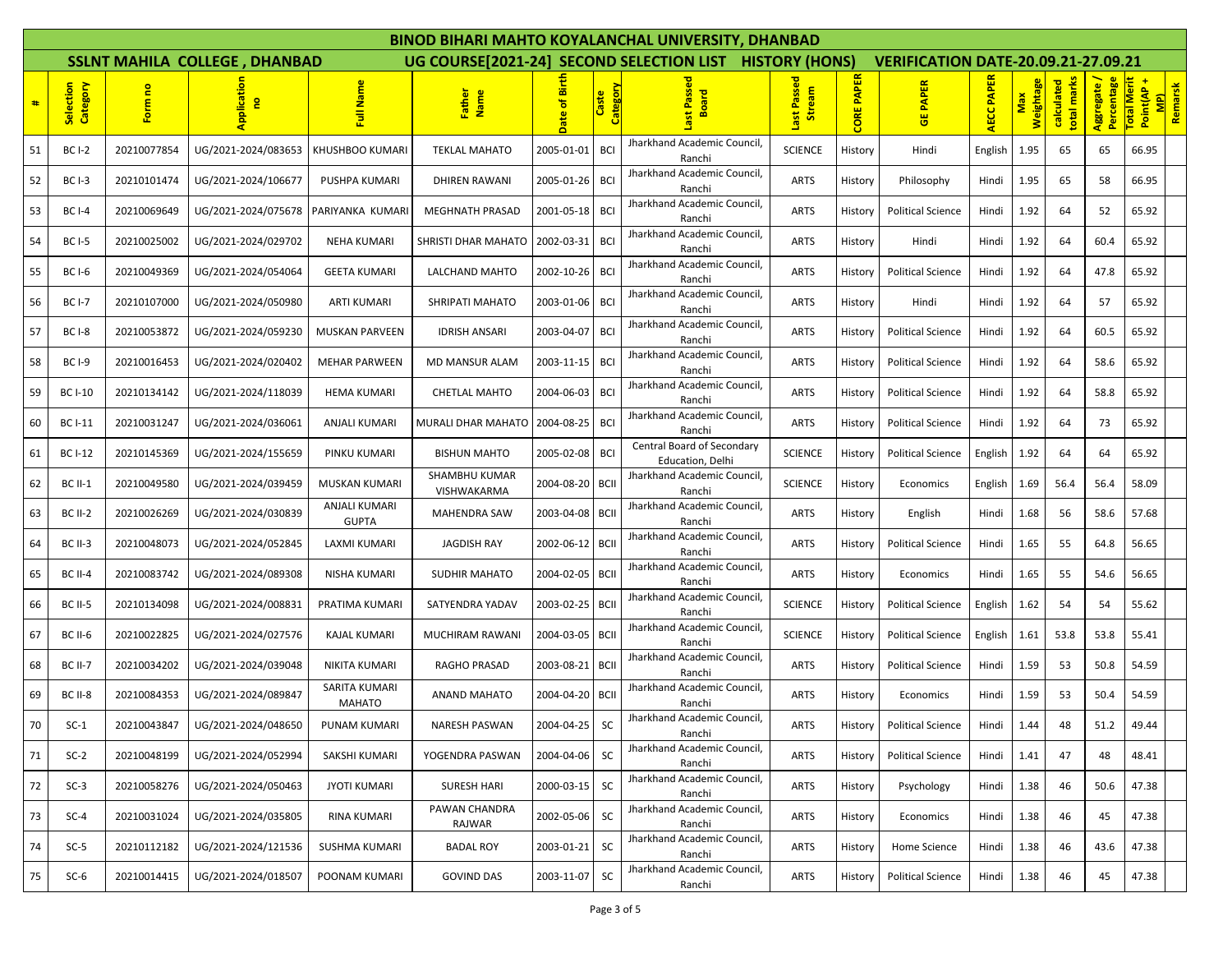# BINOD BIHARI MAHTO KOYALANCHAL UNIVERSITY, DHANBAD

## SSLNT MAHILA COLLEGE , DHANBAD     UG COURSE[2021-24] SECOND SELECTION LIST HISTORY (HONS)     VERIFICATION DATE-20.09.21-27.09.21

| # | Selection Category | Form no | Application no | Full Name | Father Name | Date of Birth | Caste Category | Last Passed Board | Last Passed Stream | CORE PAPER | GE PAPER | AECC PAPER | Max Weightage | calculated total marks | Aggregate / Percentage | Total Merit Point(AP + MP) | Remarsk |
|---|---|---|---|---|---|---|---|---|---|---|---|---|---|---|---|---|---|
| 51 | BC I-2 | 20210077854 | UG/2021-2024/083653 | KHUSHBOO KUMARI | TEKLAL MAHATO | 2005-01-01 | BCI | Jharkhand Academic Council, Ranchi | SCIENCE | History | Hindi | English | 1.95 | 65 | 65 | 66.95 | |
| 52 | BC I-3 | 20210101474 | UG/2021-2024/106677 | PUSHPA KUMARI | DHIREN RAWANI | 2005-01-26 | BCI | Jharkhand Academic Council, Ranchi | ARTS | History | Philosophy | Hindi | 1.95 | 65 | 58 | 66.95 | |
| 53 | BC I-4 | 20210069649 | UG/2021-2024/075678 | PARIYANKA KUMARI | MEGHNATH PRASAD | 2001-05-18 | BCI | Jharkhand Academic Council, Ranchi | ARTS | History | Political Science | Hindi | 1.92 | 64 | 52 | 65.92 | |
| 54 | BC I-5 | 20210025002 | UG/2021-2024/029702 | NEHA KUMARI | SHRISTI DHAR MAHATO | 2002-03-31 | BCI | Jharkhand Academic Council, Ranchi | ARTS | History | Hindi | Hindi | 1.92 | 64 | 60.4 | 65.92 | |
| 55 | BC I-6 | 20210049369 | UG/2021-2024/054064 | GEETA KUMARI | LALCHAND MAHTO | 2002-10-26 | BCI | Jharkhand Academic Council, Ranchi | ARTS | History | Political Science | Hindi | 1.92 | 64 | 47.8 | 65.92 | |
| 56 | BC I-7 | 20210107000 | UG/2021-2024/050980 | ARTI KUMARI | SHRIPATI MAHATO | 2003-01-06 | BCI | Jharkhand Academic Council, Ranchi | ARTS | History | Hindi | Hindi | 1.92 | 64 | 57 | 65.92 | |
| 57 | BC I-8 | 20210053872 | UG/2021-2024/059230 | MUSKAN PARVEEN | IDRISH ANSARI | 2003-04-07 | BCI | Jharkhand Academic Council, Ranchi | ARTS | History | Political Science | Hindi | 1.92 | 64 | 60.5 | 65.92 | |
| 58 | BC I-9 | 20210016453 | UG/2021-2024/020402 | MEHAR PARWEEN | MD MANSUR ALAM | 2003-11-15 | BCI | Jharkhand Academic Council, Ranchi | ARTS | History | Political Science | Hindi | 1.92 | 64 | 58.6 | 65.92 | |
| 59 | BC I-10 | 20210134142 | UG/2021-2024/118039 | HEMA KUMARI | CHETLAL MAHTO | 2004-06-03 | BCI | Jharkhand Academic Council, Ranchi | ARTS | History | Political Science | Hindi | 1.92 | 64 | 58.8 | 65.92 | |
| 60 | BC I-11 | 20210031247 | UG/2021-2024/036061 | ANJALI KUMARI | MURALI DHAR MAHATO | 2004-08-25 | BCI | Jharkhand Academic Council, Ranchi | ARTS | History | Political Science | Hindi | 1.92 | 64 | 73 | 65.92 | |
| 61 | BC I-12 | 20210145369 | UG/2021-2024/155659 | PINKU KUMARI | BISHUN MAHTO | 2005-02-08 | BCI | Central Board of Secondary Education, Delhi | SCIENCE | History | Political Science | English | 1.92 | 64 | 64 | 65.92 | |
| 62 | BC II-1 | 20210049580 | UG/2021-2024/039459 | MUSKAN KUMARI | SHAMBHU KUMAR VISHWAKARMA | 2004-08-20 | BCII | Jharkhand Academic Council, Ranchi | SCIENCE | History | Economics | English | 1.69 | 56.4 | 56.4 | 58.09 | |
| 63 | BC II-2 | 20210026269 | UG/2021-2024/030839 | ANJALI KUMARI GUPTA | MAHENDRA SAW | 2003-04-08 | BCII | Jharkhand Academic Council, Ranchi | ARTS | History | English | Hindi | 1.68 | 56 | 58.6 | 57.68 | |
| 64 | BC II-3 | 20210048073 | UG/2021-2024/052845 | LAXMI KUMARI | JAGDISH RAY | 2002-06-12 | BCII | Jharkhand Academic Council, Ranchi | ARTS | History | Political Science | Hindi | 1.65 | 55 | 64.8 | 56.65 | |
| 65 | BC II-4 | 20210083742 | UG/2021-2024/089308 | NISHA KUMARI | SUDHIR MAHATO | 2004-02-05 | BCII | Jharkhand Academic Council, Ranchi | ARTS | History | Economics | Hindi | 1.65 | 55 | 54.6 | 56.65 | |
| 66 | BC II-5 | 20210134098 | UG/2021-2024/008831 | PRATIMA KUMARI | SATYENDRA YADAV | 2003-02-25 | BCII | Jharkhand Academic Council, Ranchi | SCIENCE | History | Political Science | English | 1.62 | 54 | 54 | 55.62 | |
| 67 | BC II-6 | 20210022825 | UG/2021-2024/027576 | KAJAL KUMARI | MUCHIRAM RAWANI | 2004-03-05 | BCII | Jharkhand Academic Council, Ranchi | SCIENCE | History | Political Science | English | 1.61 | 53.8 | 53.8 | 55.41 | |
| 68 | BC II-7 | 20210034202 | UG/2021-2024/039048 | NIKITA KUMARI | RAGHO PRASAD | 2003-08-21 | BCII | Jharkhand Academic Council, Ranchi | ARTS | History | Political Science | Hindi | 1.59 | 53 | 50.8 | 54.59 | |
| 69 | BC II-8 | 20210084353 | UG/2021-2024/089847 | SARITA KUMARI MAHATO | ANAND MAHATO | 2004-04-20 | BCII | Jharkhand Academic Council, Ranchi | ARTS | History | Economics | Hindi | 1.59 | 53 | 50.4 | 54.59 | |
| 70 | SC-1 | 20210043847 | UG/2021-2024/048650 | PUNAM KUMARI | NARESH PASWAN | 2004-04-25 | SC | Jharkhand Academic Council, Ranchi | ARTS | History | Political Science | Hindi | 1.44 | 48 | 51.2 | 49.44 | |
| 71 | SC-2 | 20210048199 | UG/2021-2024/052994 | SAKSHI KUMARI | YOGENDRA PASWAN | 2004-04-06 | SC | Jharkhand Academic Council, Ranchi | ARTS | History | Political Science | Hindi | 1.41 | 47 | 48 | 48.41 | |
| 72 | SC-3 | 20210058276 | UG/2021-2024/050463 | JYOTI KUMARI | SURESH HARI | 2000-03-15 | SC | Jharkhand Academic Council, Ranchi | ARTS | History | Psychology | Hindi | 1.38 | 46 | 50.6 | 47.38 | |
| 73 | SC-4 | 20210031024 | UG/2021-2024/035805 | RINA KUMARI | PAWAN CHANDRA RAJWAR | 2002-05-06 | SC | Jharkhand Academic Council, Ranchi | ARTS | History | Economics | Hindi | 1.38 | 46 | 45 | 47.38 | |
| 74 | SC-5 | 20210112182 | UG/2021-2024/121536 | SUSHMA KUMARI | BADAL ROY | 2003-01-21 | SC | Jharkhand Academic Council, Ranchi | ARTS | History | Home Science | Hindi | 1.38 | 46 | 43.6 | 47.38 | |
| 75 | SC-6 | 20210014415 | UG/2021-2024/018507 | POONAM KUMARI | GOVIND DAS | 2003-11-07 | SC | Jharkhand Academic Council, Ranchi | ARTS | History | Political Science | Hindi | 1.38 | 46 | 45 | 47.38 | |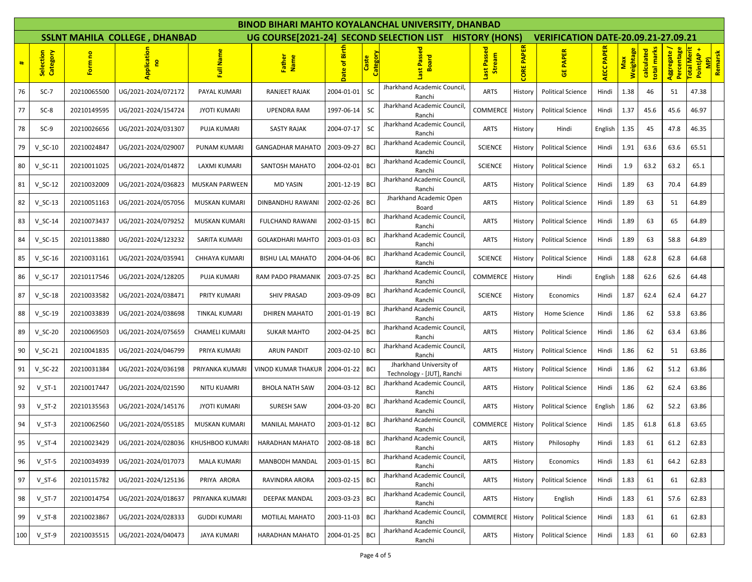# BINOD BIHARI MAHTO KOYALANCHAL UNIVERSITY, DHANBAD

## SSLNT MAHILA COLLEGE , DHANBAD — UG COURSE[2021-24] SECOND SELECTION LIST HISTORY (HONS) — VERIFICATION DATE-20.09.21-27.09.21

| # | Selection Category | Form no | Application no | Full Name | Father Name | Date of Birth | Caste Category | Last Passed Board | Last Passed Stream | CORE PAPER | GE PAPER | AECC PAPER | Max Weightage | calculated total marks | Aggregate / Percentage | Total Merit Point(AP + MP) | Remarsk |
|---|---|---|---|---|---|---|---|---|---|---|---|---|---|---|---|---|---|
| 76 | SC-7 | 20210065500 | UG/2021-2024/072172 | PAYAL KUMARI | RANJEET RAJAK | 2004-01-01 | SC | Jharkhand Academic Council, Ranchi | ARTS | History | Political Science | Hindi | 1.38 | 46 | 51 | 47.38 | |
| 77 | SC-8 | 20210149595 | UG/2021-2024/154724 | JYOTI KUMARI | UPENDRA RAM | 1997-06-14 | SC | Jharkhand Academic Council, Ranchi | COMMERCE | History | Political Science | Hindi | 1.37 | 45.6 | 45.6 | 46.97 | |
| 78 | SC-9 | 20210026656 | UG/2021-2024/031307 | PUJA KUMARI | SASTY RAJAK | 2004-07-17 | SC | Jharkhand Academic Council, Ranchi | ARTS | History | Hindi | English | 1.35 | 45 | 47.8 | 46.35 | |
| 79 | V_SC-10 | 20210024847 | UG/2021-2024/029007 | PUNAM KUMARI | GANGADHAR MAHATO | 2003-09-27 | BCI | Jharkhand Academic Council, Ranchi | SCIENCE | History | Political Science | Hindi | 1.91 | 63.6 | 63.6 | 65.51 | |
| 80 | V_SC-11 | 20210011025 | UG/2021-2024/014872 | LAXMI KUMARI | SANTOSH MAHATO | 2004-02-01 | BCI | Jharkhand Academic Council, Ranchi | SCIENCE | History | Political Science | Hindi | 1.9 | 63.2 | 63.2 | 65.1 | |
| 81 | V_SC-12 | 20210032009 | UG/2021-2024/036823 | MUSKAN PARWEEN | MD YASIN | 2001-12-19 | BCI | Jharkhand Academic Council, Ranchi | ARTS | History | Political Science | Hindi | 1.89 | 63 | 70.4 | 64.89 | |
| 82 | V_SC-13 | 20210051163 | UG/2021-2024/057056 | MUSKAN KUMARI | DINBANDHU RAWANI | 2002-02-26 | BCI | Jharkhand Academic Open Board | ARTS | History | Political Science | Hindi | 1.89 | 63 | 51 | 64.89 | |
| 83 | V_SC-14 | 20210073437 | UG/2021-2024/079252 | MUSKAN KUMARI | FULCHAND RAWANI | 2002-03-15 | BCI | Jharkhand Academic Council, Ranchi | ARTS | History | Political Science | Hindi | 1.89 | 63 | 65 | 64.89 | |
| 84 | V_SC-15 | 20210113880 | UG/2021-2024/123232 | SARITA KUMARI | GOLAKDHARI MAHTO | 2003-01-03 | BCI | Jharkhand Academic Council, Ranchi | ARTS | History | Political Science | Hindi | 1.89 | 63 | 58.8 | 64.89 | |
| 85 | V_SC-16 | 20210031161 | UG/2021-2024/035941 | CHHAYA KUMARI | BISHU LAL MAHATO | 2004-04-06 | BCI | Jharkhand Academic Council, Ranchi | SCIENCE | History | Political Science | Hindi | 1.88 | 62.8 | 62.8 | 64.68 | |
| 86 | V_SC-17 | 20210117546 | UG/2021-2024/128205 | PUJA KUMARI | RAM PADO PRAMANIK | 2003-07-25 | BCI | Jharkhand Academic Council, Ranchi | COMMERCE | History | Hindi | English | 1.88 | 62.6 | 62.6 | 64.48 | |
| 87 | V_SC-18 | 20210033582 | UG/2021-2024/038471 | PRITY KUMARI | SHIV PRASAD | 2003-09-09 | BCI | Jharkhand Academic Council, Ranchi | SCIENCE | History | Economics | Hindi | 1.87 | 62.4 | 62.4 | 64.27 | |
| 88 | V_SC-19 | 20210033839 | UG/2021-2024/038698 | TINKAL KUMARI | DHIREN MAHATO | 2001-01-19 | BCI | Jharkhand Academic Council, Ranchi | ARTS | History | Home Science | Hindi | 1.86 | 62 | 53.8 | 63.86 | |
| 89 | V_SC-20 | 20210069503 | UG/2021-2024/075659 | CHAMELI KUMARI | SUKAR MAHTO | 2002-04-25 | BCI | Jharkhand Academic Council, Ranchi | ARTS | History | Political Science | Hindi | 1.86 | 62 | 63.4 | 63.86 | |
| 90 | V_SC-21 | 20210041835 | UG/2021-2024/046799 | PRIYA KUMARI | ARUN PANDIT | 2003-02-10 | BCI | Jharkhand Academic Council, Ranchi | ARTS | History | Political Science | Hindi | 1.86 | 62 | 51 | 63.86 | |
| 91 | V_SC-22 | 20210031384 | UG/2021-2024/036198 | PRIYANKA KUMARI | VINOD KUMAR THAKUR | 2004-01-22 | BCI | Jharkhand University of Technology - [JUT], Ranchi | ARTS | History | Political Science | Hindi | 1.86 | 62 | 51.2 | 63.86 | |
| 92 | V_ST-1 | 20210017447 | UG/2021-2024/021590 | NITU KUAMRI | BHOLA NATH SAW | 2004-03-12 | BCI | Jharkhand Academic Council, Ranchi | ARTS | History | Political Science | Hindi | 1.86 | 62 | 62.4 | 63.86 | |
| 93 | V_ST-2 | 20210135563 | UG/2021-2024/145176 | JYOTI KUMARI | SURESH SAW | 2004-03-20 | BCI | Jharkhand Academic Council, Ranchi | ARTS | History | Political Science | English | 1.86 | 62 | 52.2 | 63.86 | |
| 94 | V_ST-3 | 20210062560 | UG/2021-2024/055185 | MUSKAN KUMARI | MANILAL MAHATO | 2003-01-12 | BCI | Jharkhand Academic Council, Ranchi | COMMERCE | History | Political Science | Hindi | 1.85 | 61.8 | 61.8 | 63.65 | |
| 95 | V_ST-4 | 20210023429 | UG/2021-2024/028036 | KHUSHBOO KUMARI | HARADHAN MAHATO | 2002-08-18 | BCI | Jharkhand Academic Council, Ranchi | ARTS | History | Philosophy | Hindi | 1.83 | 61 | 61.2 | 62.83 | |
| 96 | V_ST-5 | 20210034939 | UG/2021-2024/017073 | MALA KUMARI | MANBODH MANDAL | 2003-01-15 | BCI | Jharkhand Academic Council, Ranchi | ARTS | History | Economics | Hindi | 1.83 | 61 | 64.2 | 62.83 | |
| 97 | V_ST-6 | 20210115782 | UG/2021-2024/125136 | PRIYA ARORA | RAVINDRA ARORA | 2003-02-15 | BCI | Jharkhand Academic Council, Ranchi | ARTS | History | Political Science | Hindi | 1.83 | 61 | 61 | 62.83 | |
| 98 | V_ST-7 | 20210014754 | UG/2021-2024/018637 | PRIYANKA KUMARI | DEEPAK MANDAL | 2003-03-23 | BCI | Jharkhand Academic Council, Ranchi | ARTS | History | English | Hindi | 1.83 | 61 | 57.6 | 62.83 | |
| 99 | V_ST-8 | 20210023867 | UG/2021-2024/028333 | GUDDI KUMARI | MOTILAL MAHATO | 2003-11-03 | BCI | Jharkhand Academic Council, Ranchi | COMMERCE | History | Political Science | Hindi | 1.83 | 61 | 61 | 62.83 | |
| 100 | V_ST-9 | 20210035515 | UG/2021-2024/040473 | JAYA KUMARI | HARADHAN MAHATO | 2004-01-25 | BCI | Jharkhand Academic Council, Ranchi | ARTS | History | Political Science | Hindi | 1.83 | 61 | 60 | 62.83 | |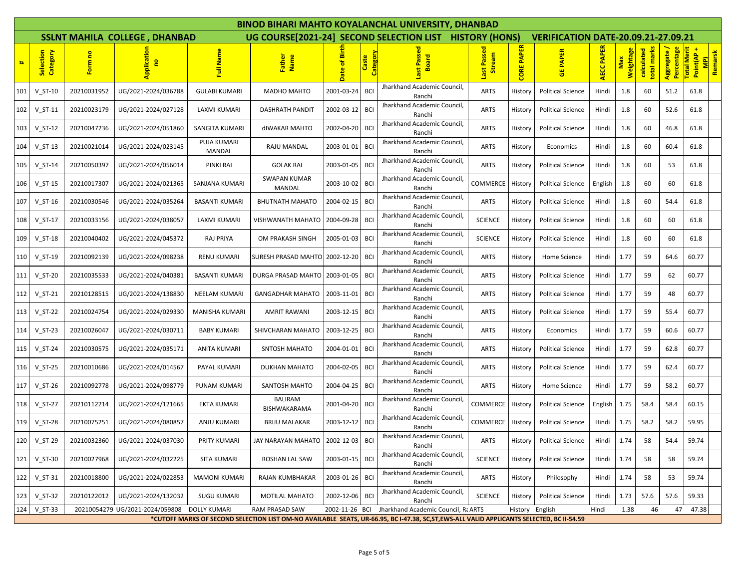# BINOD BIHARI MAHTO KOYALANCHAL UNIVERSITY, DHANBAD

## SSLNT MAHILA COLLEGE , DHANBAD — UG COURSE[2021-24] SECOND SELECTION LIST HISTORY (HONS) — VERIFICATION DATE-20.09.21-27.09.21

| # | Selection Category | Form no | Application no | Full Name | Father Name | Date of Birth | Caste Category | Last Passed Board | Last Passed Stream | CORE PAPER | GE PAPER | AECC PAPER | Max Weightage | calculated total marks | Aggregate / Percentage | Total Merit Point(AP + MP) | Remarsk |
|---|---|---|---|---|---|---|---|---|---|---|---|---|---|---|---|---|---|
| 101 | V_ST-10 | 20210031952 | UG/2021-2024/036788 | GULABI KUMARI | MADHO MAHTO | 2001-03-24 | BCI | Jharkhand Academic Council, Ranchi | ARTS | History | Political Science | Hindi | 1.8 | 60 | 51.2 | 61.8 | |
| 102 | V_ST-11 | 20210023179 | UG/2021-2024/027128 | LAXMI KUMARI | DASHRATH PANDIT | 2002-03-12 | BCI | Jharkhand Academic Council, Ranchi | ARTS | History | Political Science | Hindi | 1.8 | 60 | 52.6 | 61.8 | |
| 103 | V_ST-12 | 20210047236 | UG/2021-2024/051860 | SANGITA KUMARI | dIWAKAR MAHTO | 2002-04-20 | BCI | Jharkhand Academic Council, Ranchi | ARTS | History | Political Science | Hindi | 1.8 | 60 | 46.8 | 61.8 | |
| 104 | V_ST-13 | 20210021014 | UG/2021-2024/023145 | PUJA KUMARI MANDAL | RAJU MANDAL | 2003-01-01 | BCI | Jharkhand Academic Council, Ranchi | ARTS | History | Economics | Hindi | 1.8 | 60 | 60.4 | 61.8 | |
| 105 | V_ST-14 | 20210050397 | UG/2021-2024/056014 | PINKI RAI | GOLAK RAI | 2003-01-05 | BCI | Jharkhand Academic Council, Ranchi | ARTS | History | Political Science | Hindi | 1.8 | 60 | 53 | 61.8 | |
| 106 | V_ST-15 | 20210017307 | UG/2021-2024/021365 | SANJANA KUMARI | SWAPAN KUMAR MANDAL | 2003-10-02 | BCI | Jharkhand Academic Council, Ranchi | COMMERCE | History | Political Science | English | 1.8 | 60 | 60 | 61.8 | |
| 107 | V_ST-16 | 20210030546 | UG/2021-2024/035264 | BASANTI KUMARI | BHUTNATH MAHATO | 2004-02-15 | BCI | Jharkhand Academic Council, Ranchi | ARTS | History | Political Science | Hindi | 1.8 | 60 | 54.4 | 61.8 | |
| 108 | V_ST-17 | 20210033156 | UG/2021-2024/038057 | LAXMI KUMARI | VISHWANATH MAHATO | 2004-09-28 | BCI | Jharkhand Academic Council, Ranchi | SCIENCE | History | Political Science | Hindi | 1.8 | 60 | 60 | 61.8 | |
| 109 | V_ST-18 | 20210040402 | UG/2021-2024/045372 | RAJ PRIYA | OM PRAKASH SINGH | 2005-01-03 | BCI | Jharkhand Academic Council, Ranchi | SCIENCE | History | Political Science | Hindi | 1.8 | 60 | 60 | 61.8 | |
| 110 | V_ST-19 | 20210092139 | UG/2021-2024/098238 | RENU KUMARI | SURESH PRASAD MAHTO | 2002-12-20 | BCI | Jharkhand Academic Council, Ranchi | ARTS | History | Home Science | Hindi | 1.77 | 59 | 64.6 | 60.77 | |
| 111 | V_ST-20 | 20210035533 | UG/2021-2024/040381 | BASANTI KUMARI | DURGA PRASAD MAHTO | 2003-01-05 | BCI | Jharkhand Academic Council, Ranchi | ARTS | History | Political Science | Hindi | 1.77 | 59 | 62 | 60.77 | |
| 112 | V_ST-21 | 20210128515 | UG/2021-2024/138830 | NEELAM KUMARI | GANGADHAR MAHATO | 2003-11-01 | BCI | Jharkhand Academic Council, Ranchi | ARTS | History | Political Science | Hindi | 1.77 | 59 | 48 | 60.77 | |
| 113 | V_ST-22 | 20210024754 | UG/2021-2024/029330 | MANISHA KUMARI | AMRIT RAWANI | 2003-12-15 | BCI | Jharkhand Academic Council, Ranchi | ARTS | History | Political Science | Hindi | 1.77 | 59 | 55.4 | 60.77 | |
| 114 | V_ST-23 | 20210026047 | UG/2021-2024/030711 | BABY KUMARI | SHIVCHARAN MAHATO | 2003-12-25 | BCI | Jharkhand Academic Council, Ranchi | ARTS | History | Economics | Hindi | 1.77 | 59 | 60.6 | 60.77 | |
| 115 | V_ST-24 | 20210030575 | UG/2021-2024/035171 | ANITA KUMARI | SNTOSH MAHATO | 2004-01-01 | BCI | Jharkhand Academic Council, Ranchi | ARTS | History | Political Science | Hindi | 1.77 | 59 | 62.8 | 60.77 | |
| 116 | V_ST-25 | 20210010686 | UG/2021-2024/014567 | PAYAL KUMARI | DUKHAN MAHATO | 2004-02-05 | BCI | Jharkhand Academic Council, Ranchi | ARTS | History | Political Science | Hindi | 1.77 | 59 | 62.4 | 60.77 | |
| 117 | V_ST-26 | 20210092778 | UG/2021-2024/098779 | PUNAM KUMARI | SANTOSH MAHTO | 2004-04-25 | BCI | Jharkhand Academic Council, Ranchi | ARTS | History | Home Science | Hindi | 1.77 | 59 | 58.2 | 60.77 | |
| 118 | V_ST-27 | 20210112214 | UG/2021-2024/121665 | EKTA KUMARI | BALIRAM BISHWAKARAMA | 2001-04-20 | BCI | Jharkhand Academic Council, Ranchi | COMMERCE | History | Political Science | English | 1.75 | 58.4 | 58.4 | 60.15 | |
| 119 | V_ST-28 | 20210075251 | UG/2021-2024/080857 | ANJU KUMARI | BRIJU MALAKAR | 2003-12-12 | BCI | Jharkhand Academic Council, Ranchi | COMMERCE | History | Political Science | Hindi | 1.75 | 58.2 | 58.2 | 59.95 | |
| 120 | V_ST-29 | 20210032360 | UG/2021-2024/037030 | PRITY KUMARI | JAY NARAYAN MAHATO | 2002-12-03 | BCI | Jharkhand Academic Council, Ranchi | ARTS | History | Political Science | Hindi | 1.74 | 58 | 54.4 | 59.74 | |
| 121 | V_ST-30 | 20210027968 | UG/2021-2024/032225 | SITA KUMARI | ROSHAN LAL SAW | 2003-01-15 | BCI | Jharkhand Academic Council, Ranchi | SCIENCE | History | Political Science | Hindi | 1.74 | 58 | 58 | 59.74 | |
| 122 | V_ST-31 | 20210018800 | UG/2021-2024/022853 | MAMONI KUMARI | RAJAN KUMBHAKAR | 2003-01-26 | BCI | Jharkhand Academic Council, Ranchi | ARTS | History | Philosophy | Hindi | 1.74 | 58 | 53 | 59.74 | |
| 123 | V_ST-32 | 20210122012 | UG/2021-2024/132032 | SUGU KUMARI | MOTILAL MAHATO | 2002-12-06 | BCI | Jharkhand Academic Council, Ranchi | SCIENCE | History | Political Science | Hindi | 1.73 | 57.6 | 57.6 | 59.33 | |
| 124 | V_ST-33 | 20210054279 | UG/2021-2024/059808 | DOLLY KUMARI | RAM PRASAD SAW | 2002-11-26 | BCI | Jharkhand Academic Council, Ra | ARTS | History | English | Hindi | 1.38 | 46 | 47 | 47.38 | |

*CUTOFF MARKS OF SECOND SELECTION LIST OM-NO AVAILABLE SEATS, UR-66.95, BC I-47.38, SC,ST,EWS-ALL VALID APPLICANTS SELECTED, BC II-54.59